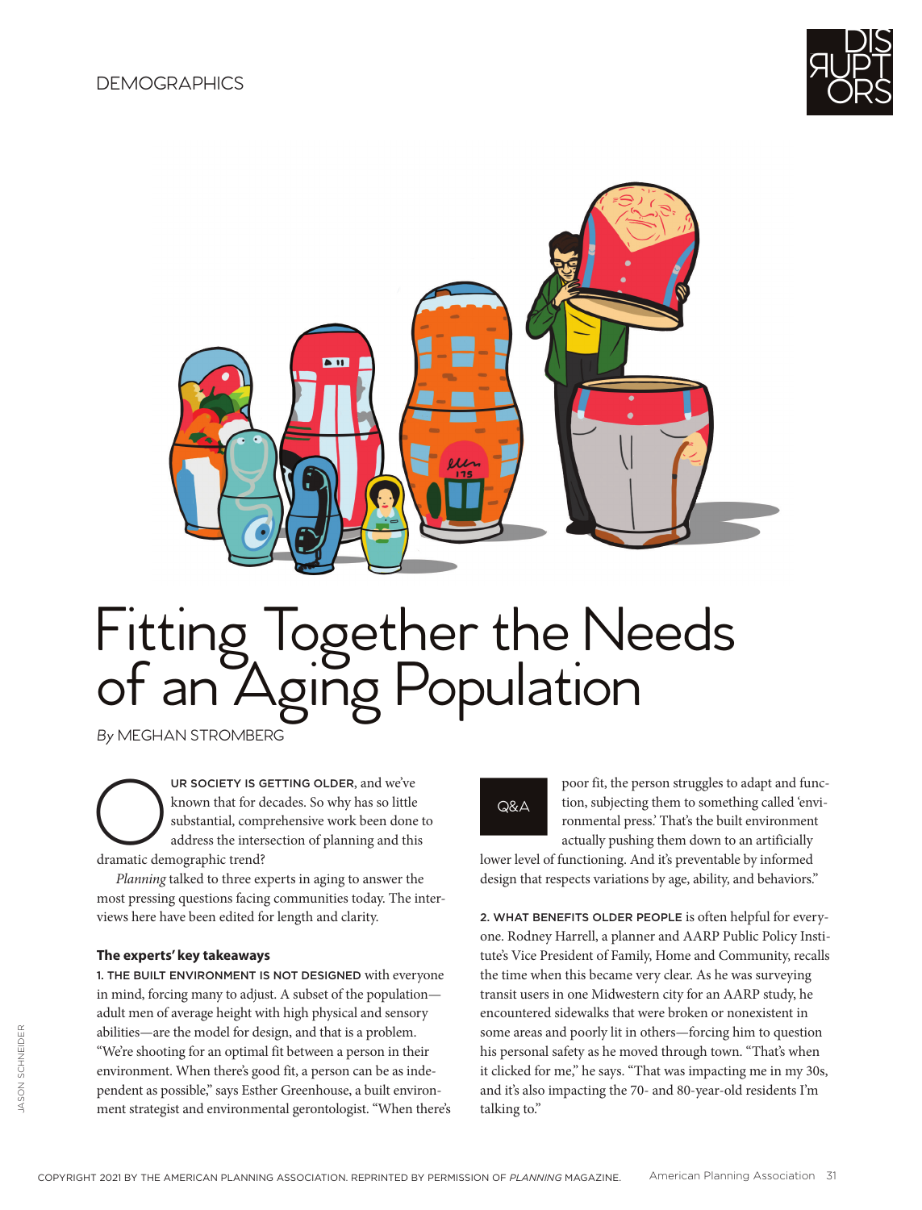DEMOGRAPHICS

# Fitting Together the Needs of an Aging Population

*By* MEGHAN STROMBERG

OUR SOCIETY IS GETTING OLDER, and we've known that for decades. So why has so little substantial, comprehensive work been done to address the intersection of planning and this dramatic demographic trend?

*Planning* talked to three experts in aging to answer the most pressing questions facing communities today. The interviews here have been edited for length and clarity.

Q&A

### The experts' key takeaways

1. THE BUILT ENVIRONMENT IS NOT DESIGNED with everyone in mind, forcing many to adjust. A subset of the population—adult men of average height with high physical and sensory abilities—are the model for design, and that is a problem. "We're shooting for an optimal fit between a person in their environment. When there's good fit, a person can be as independent as possible," says Esther Greenhouse, a built environment strategist and environmental gerontologist. "When there's poor fit, the person struggles to adapt and function, subjecting them to something called 'environmental press.' That's the built environment actually pushing them down to an artificially lower level of functioning. And it's preventable by informed design that respects variations by age, ability, and behaviors."

2. WHAT BENEFITS OLDER PEOPLE is often helpful for everyone. Rodney Harrell, a planner and AARP Public Policy Institute's Vice President of Family, Home and Community, recalls the time when this became very clear. As he was surveying transit users in one Midwestern city for an AARP study, he encountered sidewalks that were broken or nonexistent in some areas and poorly lit in others—forcing him to question his personal safety as he moved through town. "That's when it clicked for me," he says. "That was impacting me in my 30s, and it's also impacting the 70- and 80-year-old residents I'm talking to."

JASON SCHNEIDER

COPYRIGHT 2021 BY THE AMERICAN PLANNING ASSOCIATION. REPRINTED BY PERMISSION OF *PLANNING* MAGAZINE.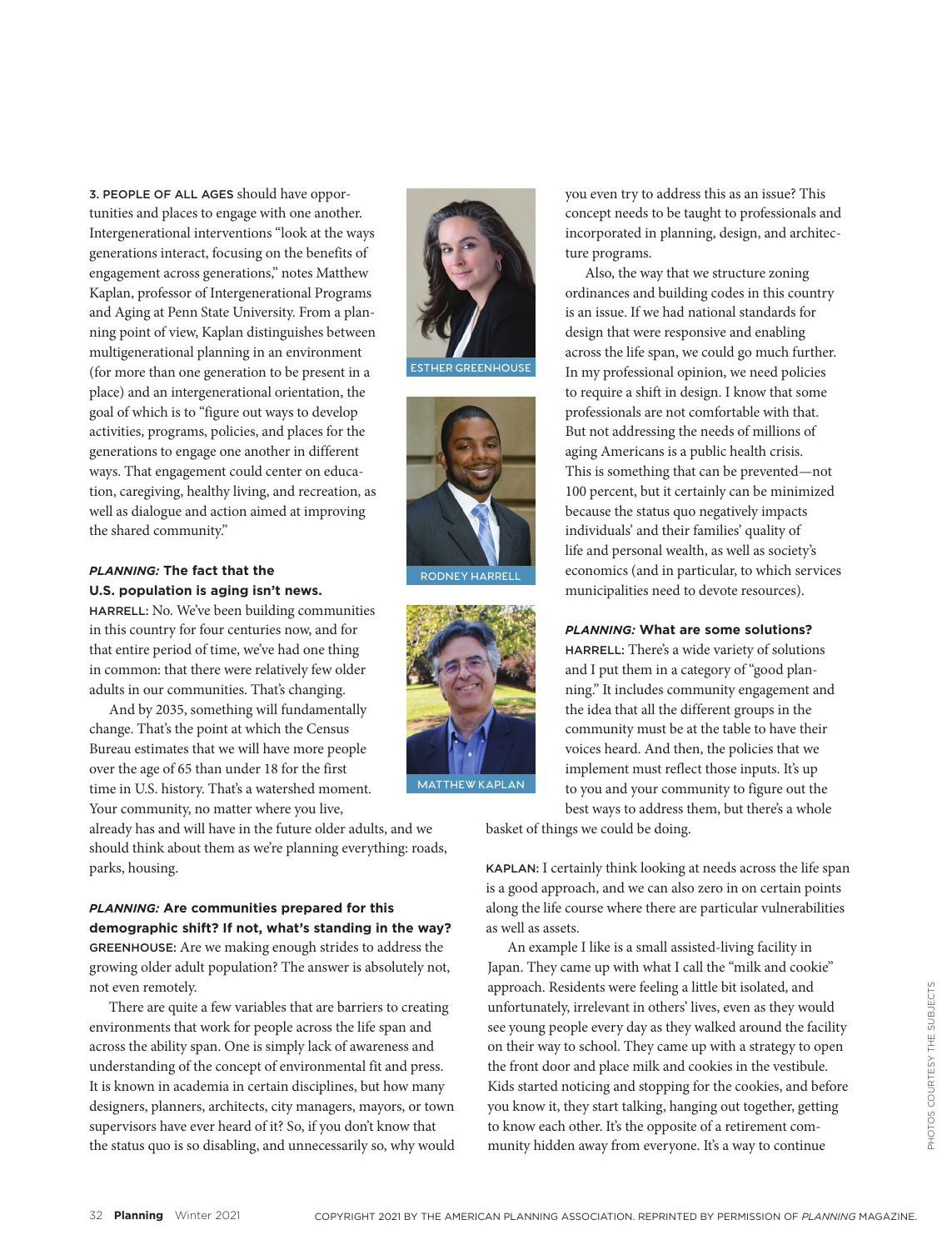**3. PEOPLE OF ALL AGES** should have opportunities and places to engage with one another. Intergenerational interventions "look at the ways generations interact, focusing on the benefits of engagement across generations," notes Matthew Kaplan, professor of Intergenerational Programs and Aging at Penn State University. From a planning point of view, Kaplan distinguishes between multigenerational planning in an environment (for more than one generation to be present in a place) and an intergenerational orientation, the goal of which is to "figure out ways to develop activities, programs, policies, and places for the generations to engage one another in different ways. That engagement could center on education, caregiving, healthy living, and recreation, as well as dialogue and action aimed at improving the shared community."

ESTHER GREENHOUSE

RODNEY HARRELL

MATTHEW KAPLAN

***PLANNING:* The fact that the U.S. population is aging isn't news.**

HARRELL: No. We've been building communities in this country for four centuries now, and for that entire period of time, we've had one thing in common: that there were relatively few older adults in our communities. That's changing.

And by 2035, something will fundamentally change. That's the point at which the Census Bureau estimates that we will have more people over the age of 65 than under 18 for the first time in U.S. history. That's a watershed moment. Your community, no matter where you live, already has and will have in the future older adults, and we should think about them as we're planning everything: roads, parks, housing.

***PLANNING:* Are communities prepared for this demographic shift? If not, what's standing in the way?**

GREENHOUSE: Are we making enough strides to address the growing older adult population? The answer is absolutely not, not even remotely.

There are quite a few variables that are barriers to creating environments that work for people across the life span and across the ability span. One is simply lack of awareness and understanding of the concept of environmental fit and press. It is known in academia in certain disciplines, but how many designers, planners, architects, city managers, mayors, or town supervisors have ever heard of it? So, if you don't know that the status quo is so disabling, and unnecessarily so, why would you even try to address this as an issue? This concept needs to be taught to professionals and incorporated in planning, design, and architecture programs.

Also, the way that we structure zoning ordinances and building codes in this country is an issue. If we had national standards for design that were responsive and enabling across the life span, we could go much further. In my professional opinion, we need policies to require a shift in design. I know that some professionals are not comfortable with that. But not addressing the needs of millions of aging Americans is a public health crisis. This is something that can be prevented—not 100 percent, but it certainly can be minimized because the status quo negatively impacts individuals' and their families' quality of life and personal wealth, as well as society's economics (and in particular, to which services municipalities need to devote resources).

***PLANNING:* What are some solutions?**

HARRELL: There's a wide variety of solutions and I put them in a category of "good planning." It includes community engagement and the idea that all the different groups in the community must be at the table to have their voices heard. And then, the policies that we implement must reflect those inputs. It's up to you and your community to figure out the best ways to address them, but there's a whole basket of things we could be doing.

KAPLAN: I certainly think looking at needs across the life span is a good approach, and we can also zero in on certain points along the life course where there are particular vulnerabilities as well as assets.

An example I like is a small assisted-living facility in Japan. They came up with what I call the "milk and cookie" approach. Residents were feeling a little bit isolated, and unfortunately, irrelevant in others' lives, even as they would see young people every day as they walked around the facility on their way to school. They came up with a strategy to open the front door and place milk and cookies in the vestibule. Kids started noticing and stopping for the cookies, and before you know it, they start talking, hanging out together, getting to know each other. It's the opposite of a retirement community hidden away from everyone. It's a way to continue

PHOTOS COURTESY THE SUBJECTS

COPYRIGHT 2021 BY THE AMERICAN PLANNING ASSOCIATION. REPRINTED BY PERMISSION OF *PLANNING* MAGAZINE.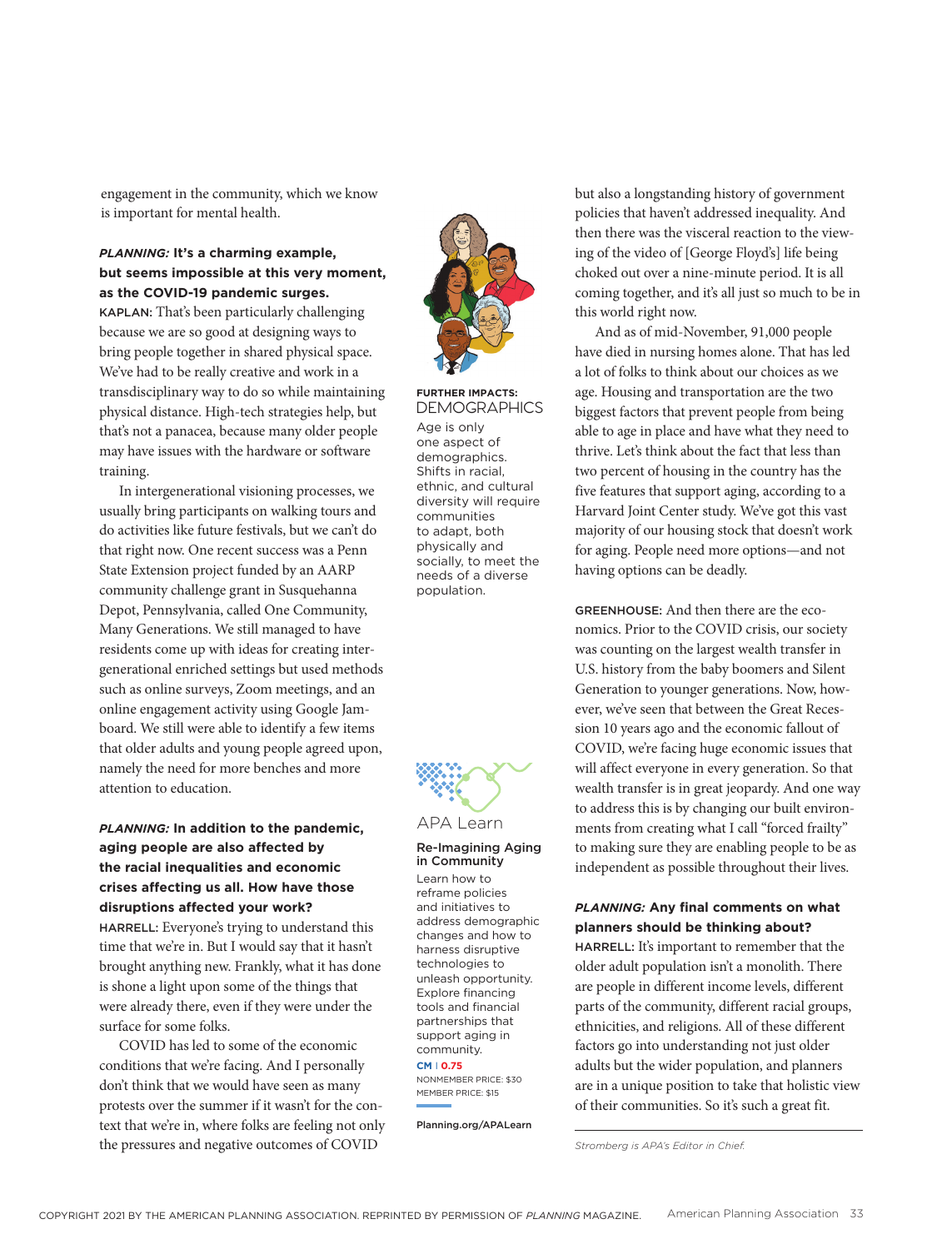engagement in the community, which we know is important for mental health.

***PLANNING:* It's a charming example, but seems impossible at this very moment, as the COVID-19 pandemic surges.**

KAPLAN: That's been particularly challenging because we are so good at designing ways to bring people together in shared physical space. We've had to be really creative and work in a transdisciplinary way to do so while maintaining physical distance. High-tech strategies help, but that's not a panacea, because many older people may have issues with the hardware or software training.

In intergenerational visioning processes, we usually bring participants on walking tours and do activities like future festivals, but we can't do that right now. One recent success was a Penn State Extension project funded by an AARP community challenge grant in Susquehanna Depot, Pennsylvania, called One Community, Many Generations. We still managed to have residents come up with ideas for creating intergenerational enriched settings but used methods such as online surveys, Zoom meetings, and an online engagement activity using Google Jamboard. We still were able to identify a few items that older adults and young people agreed upon, namely the need for more benches and more attention to education.

***PLANNING:* In addition to the pandemic, aging people are also affected by the racial inequalities and economic crises affecting us all. How have those disruptions affected your work?**

HARRELL: Everyone's trying to understand this time that we're in. But I would say that it hasn't brought anything new. Frankly, what it has done is shone a light upon some of the things that were already there, even if they were under the surface for some folks.

COVID has led to some of the economic conditions that we're facing. And I personally don't think that we would have seen as many protests over the summer if it wasn't for the context that we're in, where folks are feeling not only the pressures and negative outcomes of COVID but also a longstanding history of government policies that haven't addressed inequality. And then there was the visceral reaction to the viewing of the video of [George Floyd's] life being choked out over a nine-minute period. It is all coming together, and it's all just so much to be in this world right now.

And as of mid-November, 91,000 people have died in nursing homes alone. That has led a lot of folks to think about our choices as we age. Housing and transportation are the two biggest factors that prevent people from being able to age in place and have what they need to thrive. Let's think about the fact that less than two percent of housing in the country has the five features that support aging, according to a Harvard Joint Center study. We've got this vast majority of our housing stock that doesn't work for aging. People need more options—and not having options can be deadly.

GREENHOUSE: And then there are the economics. Prior to the COVID crisis, our society was counting on the largest wealth transfer in U.S. history from the baby boomers and Silent Generation to younger generations. Now, however, we've seen that between the Great Recession 10 years ago and the economic fallout of COVID, we're facing huge economic issues that will affect everyone in every generation. So that wealth transfer is in great jeopardy. And one way to address this is by changing our built environments from creating what I call "forced frailty" to making sure they are enabling people to be as independent as possible throughout their lives.

***PLANNING:* Any final comments on what planners should be thinking about?**

HARRELL: It's important to remember that the older adult population isn't a monolith. There are people in different income levels, different parts of the community, different racial groups, ethnicities, and religions. All of these different factors go into understanding not just older adults but the wider population, and planners are in a unique position to take that holistic view of their communities. So it's such a great fit.

*Stromberg is APA's Editor in Chief.*

---

**FURTHER IMPACTS:**
DEMOGRAPHICS

Age is only one aspect of demographics. Shifts in racial, ethnic, and cultural diversity will require communities to adapt, both physically and socially, to meet the needs of a diverse population.

---

APA Learn

**Re-Imagining Aging in Community**

Learn how to reframe policies and initiatives to address demographic changes and how to harness disruptive technologies to unleash opportunity. Explore financing tools and financial partnerships that support aging in community.

CM | 0.75

NONMEMBER PRICE: $30
MEMBER PRICE: $15

Planning.org/APALearn

COPYRIGHT 2021 BY THE AMERICAN PLANNING ASSOCIATION. REPRINTED BY PERMISSION OF *PLANNING* MAGAZINE.